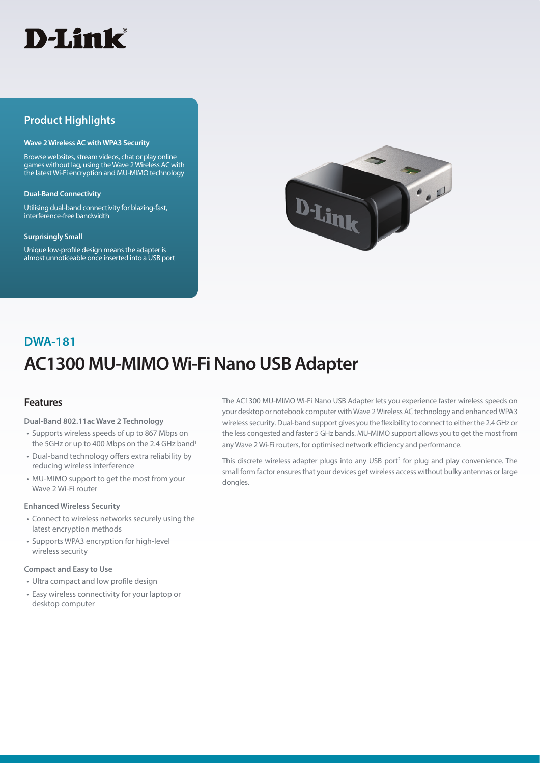D-Link

## Product Highlights

**Wave 2 Wireless AC with WPA3 Security**

Browse websites, stream videos, chat or play online games without lag, using the Wave 2 Wireless AC with the latest Wi-Fi encryption and MU-MIMO technology

**Dual-Band Connectivity**

Utilising dual-band connectivity for blazing-fast, interference-free bandwidth

**Surprisingly Small**

Unique low-profile design means the adapter is almost unnoticeable once inserted into a USB port

## DWA-181

# AC1300 MU-MIMO Wi-Fi Nano USB Adapter

## Features

**Dual-Band 802.11ac Wave 2 Technology**

- Supports wireless speeds of up to 867 Mbps on the 5GHz or up to 400 Mbps on the 2.4 GHz band[1]
- Dual-band technology offers extra reliability by reducing wireless interference
- MU-MIMO support to get the most from your Wave 2 Wi-Fi router

**Enhanced Wireless Security**

- Connect to wireless networks securely using the latest encryption methods
- Supports WPA3 encryption for high-level wireless security

**Compact and Easy to Use**

- Ultra compact and low profile design
- Easy wireless connectivity for your laptop or desktop computer

The AC1300 MU-MIMO Wi-Fi Nano USB Adapter lets you experience faster wireless speeds on your desktop or notebook computer with Wave 2 Wireless AC technology and enhanced WPA3 wireless security. Dual-band support gives you the flexibility to connect to either the 2.4 GHz or the less congested and faster 5 GHz bands. MU-MIMO support allows you to get the most from any Wave 2 Wi-Fi routers, for optimised network efficiency and performance.

This discrete wireless adapter plugs into any USB port[2] for plug and play convenience. The small form factor ensures that your devices get wireless access without bulky antennas or large dongles.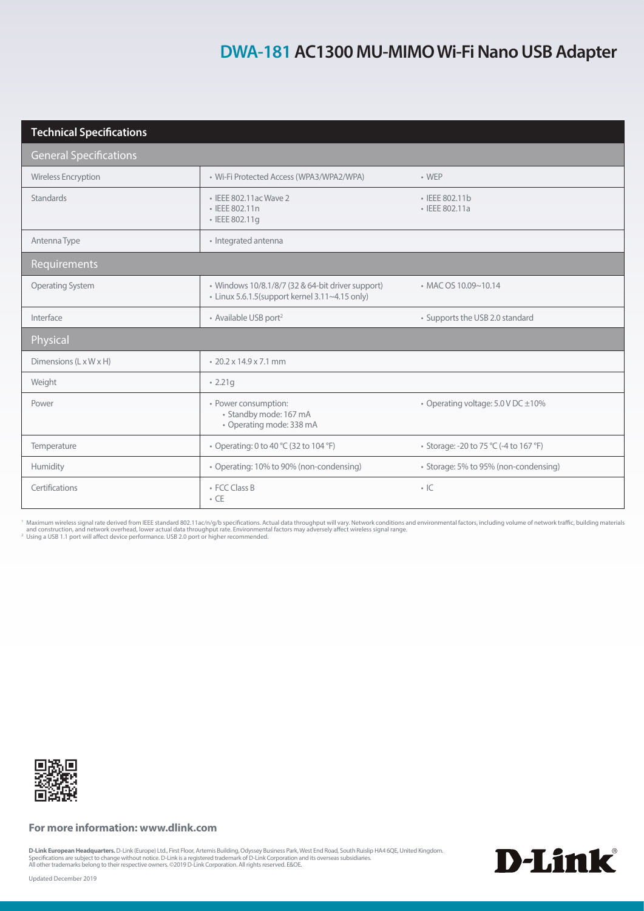# DWA-181 AC1300 MU-MIMO Wi-Fi Nano USB Adapter

| Technical Specifications | | |
|---|---|---|
| **General Specifications** | | |
| Wireless Encryption | • Wi-Fi Protected Access (WPA3/WPA2/WPA) | • WEP |
| Standards | • IEEE 802.11ac Wave 2<br>• IEEE 802.11n<br>• IEEE 802.11g | • IEEE 802.11b<br>• IEEE 802.11a |
| Antenna Type | • Integrated antenna | |
| **Requirements** | | |
| Operating System | • Windows 10/8.1/8/7 (32 & 64-bit driver support)<br>• Linux 5.6.1.5(support kernel 3.11~4.15 only) | • MAC OS 10.09~10.14 |
| Interface | • Available USB port[2] | • Supports the USB 2.0 standard |
| **Physical** | | |
| Dimensions (L x W x H) | • 20.2 x 14.9 x 7.1 mm | |
| Weight | • 2.21g | |
| Power | • Power consumption:<br>• Standby mode: 167 mA<br>• Operating mode: 338 mA | • Operating voltage: 5.0 V DC ±10% |
| Temperature | • Operating: 0 to 40 °C (32 to 104 °F) | • Storage: -20 to 75 °C (-4 to 167 °F) |
| Humidity | • Operating: 10% to 90% (non-condensing) | • Storage: 5% to 95% (non-condensing) |
| Certifications | • FCC Class B<br>• CE | • IC |

[1] Maximum wireless signal rate derived from IEEE standard 802.11ac/n/g/b specifications. Actual data throughput will vary. Network conditions and environmental factors, including volume of network traffic, building materials and construction, and network overhead, lower actual data throughput rate. Environmental factors may adversely affect wireless signal range.
[2] Using a USB 1.1 port will affect device performance. USB 2.0 port or higher recommended.

**For more information: www.dlink.com**

**D-Link European Headquarters.** D-Link (Europe) Ltd., First Floor, Artemis Building, Odyssey Business Park, West End Road, South Ruislip HA4 6QE, United Kingdom.
Specifications are subject to change without notice. D-Link is a registered trademark of D-Link Corporation and its overseas subsidiaries.
All other trademarks belong to their respective owners. ©2019 D-Link Corporation. All rights reserved. E&OE.

D-Link®

Updated December 2019